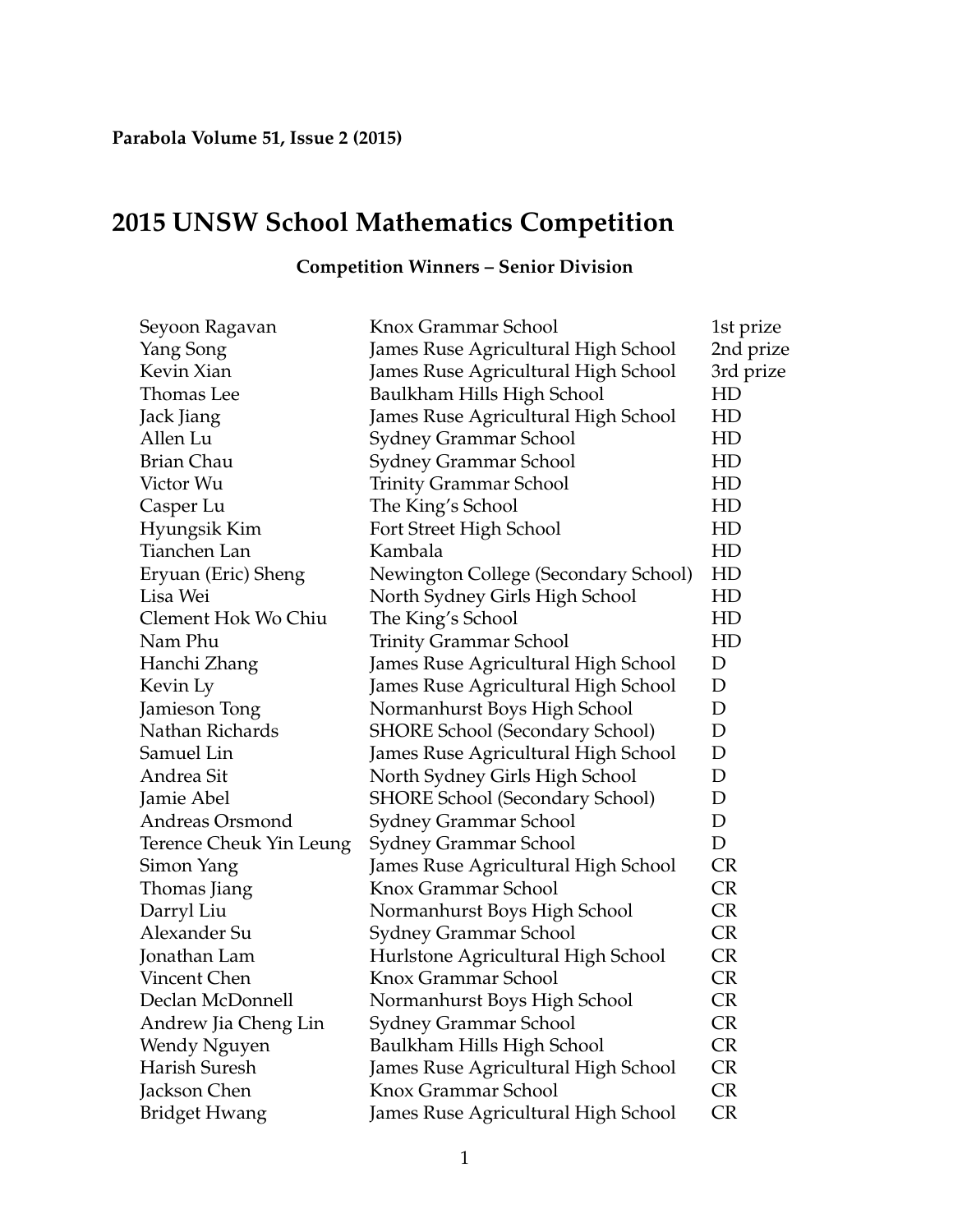**Parabola Volume 51, Issue 2 (2015)**

# 2015 UNSW School Mathematics Competition

### Competition Winners – Senior Division

| | | |
|---|---|---|
| Seyoon Ragavan | Knox Grammar School | 1st prize |
| Yang Song | James Ruse Agricultural High School | 2nd prize |
| Kevin Xian | James Ruse Agricultural High School | 3rd prize |
| Thomas Lee | Baulkham Hills High School | HD |
| Jack Jiang | James Ruse Agricultural High School | HD |
| Allen Lu | Sydney Grammar School | HD |
| Brian Chau | Sydney Grammar School | HD |
| Victor Wu | Trinity Grammar School | HD |
| Casper Lu | The King's School | HD |
| Hyungsik Kim | Fort Street High School | HD |
| Tianchen Lan | Kambala | HD |
| Eryuan (Eric) Sheng | Newington College (Secondary School) | HD |
| Lisa Wei | North Sydney Girls High School | HD |
| Clement Hok Wo Chiu | The King's School | HD |
| Nam Phu | Trinity Grammar School | HD |
| Hanchi Zhang | James Ruse Agricultural High School | D |
| Kevin Ly | James Ruse Agricultural High School | D |
| Jamieson Tong | Normanhurst Boys High School | D |
| Nathan Richards | SHORE School (Secondary School) | D |
| Samuel Lin | James Ruse Agricultural High School | D |
| Andrea Sit | North Sydney Girls High School | D |
| Jamie Abel | SHORE School (Secondary School) | D |
| Andreas Orsmond | Sydney Grammar School | D |
| Terence Cheuk Yin Leung | Sydney Grammar School | D |
| Simon Yang | James Ruse Agricultural High School | CR |
| Thomas Jiang | Knox Grammar School | CR |
| Darryl Liu | Normanhurst Boys High School | CR |
| Alexander Su | Sydney Grammar School | CR |
| Jonathan Lam | Hurlstone Agricultural High School | CR |
| Vincent Chen | Knox Grammar School | CR |
| Declan McDonnell | Normanhurst Boys High School | CR |
| Andrew Jia Cheng Lin | Sydney Grammar School | CR |
| Wendy Nguyen | Baulkham Hills High School | CR |
| Harish Suresh | James Ruse Agricultural High School | CR |
| Jackson Chen | Knox Grammar School | CR |
| Bridget Hwang | James Ruse Agricultural High School | CR |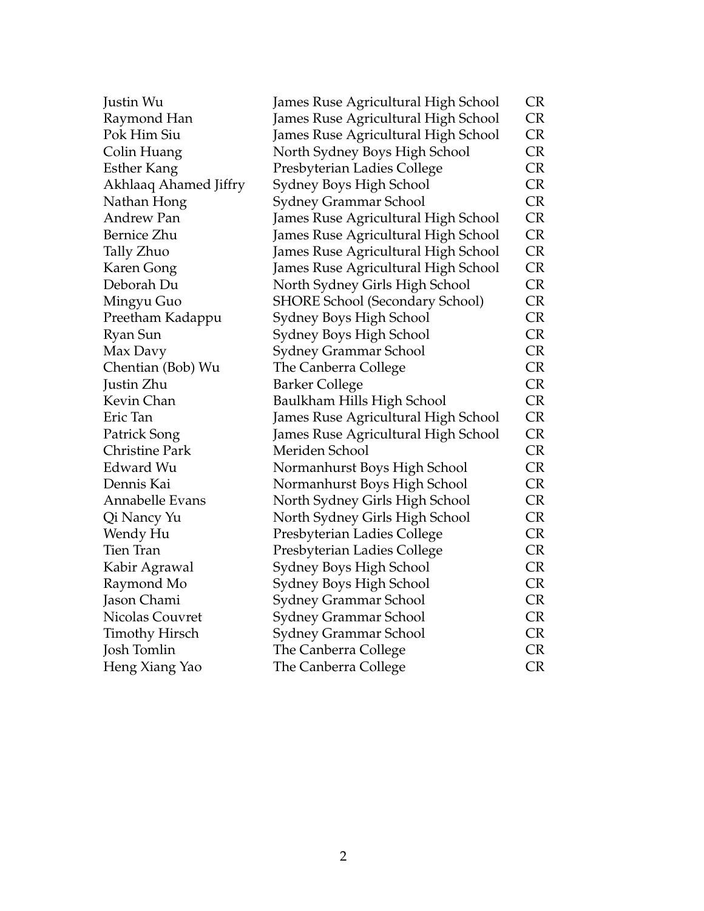| | | |
|---|---|---|
| Justin Wu | James Ruse Agricultural High School | CR |
| Raymond Han | James Ruse Agricultural High School | CR |
| Pok Him Siu | James Ruse Agricultural High School | CR |
| Colin Huang | North Sydney Boys High School | CR |
| Esther Kang | Presbyterian Ladies College | CR |
| Akhlaaq Ahamed Jiffry | Sydney Boys High School | CR |
| Nathan Hong | Sydney Grammar School | CR |
| Andrew Pan | James Ruse Agricultural High School | CR |
| Bernice Zhu | James Ruse Agricultural High School | CR |
| Tally Zhuo | James Ruse Agricultural High School | CR |
| Karen Gong | James Ruse Agricultural High School | CR |
| Deborah Du | North Sydney Girls High School | CR |
| Mingyu Guo | SHORE School (Secondary School) | CR |
| Preetham Kadappu | Sydney Boys High School | CR |
| Ryan Sun | Sydney Boys High School | CR |
| Max Davy | Sydney Grammar School | CR |
| Chentian (Bob) Wu | The Canberra College | CR |
| Justin Zhu | Barker College | CR |
| Kevin Chan | Baulkham Hills High School | CR |
| Eric Tan | James Ruse Agricultural High School | CR |
| Patrick Song | James Ruse Agricultural High School | CR |
| Christine Park | Meriden School | CR |
| Edward Wu | Normanhurst Boys High School | CR |
| Dennis Kai | Normanhurst Boys High School | CR |
| Annabelle Evans | North Sydney Girls High School | CR |
| Qi Nancy Yu | North Sydney Girls High School | CR |
| Wendy Hu | Presbyterian Ladies College | CR |
| Tien Tran | Presbyterian Ladies College | CR |
| Kabir Agrawal | Sydney Boys High School | CR |
| Raymond Mo | Sydney Boys High School | CR |
| Jason Chami | Sydney Grammar School | CR |
| Nicolas Couvret | Sydney Grammar School | CR |
| Timothy Hirsch | Sydney Grammar School | CR |
| Josh Tomlin | The Canberra College | CR |
| Heng Xiang Yao | The Canberra College | CR |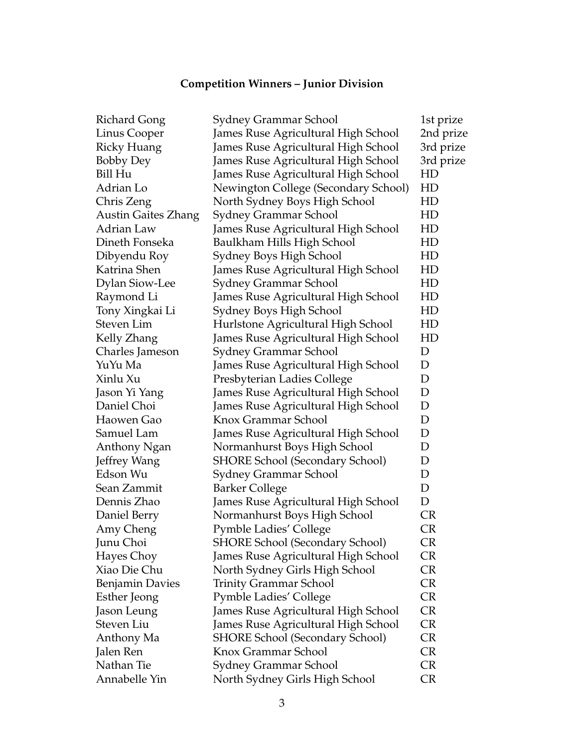## Competition Winners – Junior Division

| | | |
|---|---|---|
| Richard Gong | Sydney Grammar School | 1st prize |
| Linus Cooper | James Ruse Agricultural High School | 2nd prize |
| Ricky Huang | James Ruse Agricultural High School | 3rd prize |
| Bobby Dey | James Ruse Agricultural High School | 3rd prize |
| Bill Hu | James Ruse Agricultural High School | HD |
| Adrian Lo | Newington College (Secondary School) | HD |
| Chris Zeng | North Sydney Boys High School | HD |
| Austin Gaites Zhang | Sydney Grammar School | HD |
| Adrian Law | James Ruse Agricultural High School | HD |
| Dineth Fonseka | Baulkham Hills High School | HD |
| Dibyendu Roy | Sydney Boys High School | HD |
| Katrina Shen | James Ruse Agricultural High School | HD |
| Dylan Siow-Lee | Sydney Grammar School | HD |
| Raymond Li | James Ruse Agricultural High School | HD |
| Tony Xingkai Li | Sydney Boys High School | HD |
| Steven Lim | Hurlstone Agricultural High School | HD |
| Kelly Zhang | James Ruse Agricultural High School | HD |
| Charles Jameson | Sydney Grammar School | D |
| YuYu Ma | James Ruse Agricultural High School | D |
| Xinlu Xu | Presbyterian Ladies College | D |
| Jason Yi Yang | James Ruse Agricultural High School | D |
| Daniel Choi | James Ruse Agricultural High School | D |
| Haowen Gao | Knox Grammar School | D |
| Samuel Lam | James Ruse Agricultural High School | D |
| Anthony Ngan | Normanhurst Boys High School | D |
| Jeffrey Wang | SHORE School (Secondary School) | D |
| Edson Wu | Sydney Grammar School | D |
| Sean Zammit | Barker College | D |
| Dennis Zhao | James Ruse Agricultural High School | D |
| Daniel Berry | Normanhurst Boys High School | CR |
| Amy Cheng | Pymble Ladies' College | CR |
| Junu Choi | SHORE School (Secondary School) | CR |
| Hayes Choy | James Ruse Agricultural High School | CR |
| Xiao Die Chu | North Sydney Girls High School | CR |
| Benjamin Davies | Trinity Grammar School | CR |
| Esther Jeong | Pymble Ladies' College | CR |
| Jason Leung | James Ruse Agricultural High School | CR |
| Steven Liu | James Ruse Agricultural High School | CR |
| Anthony Ma | SHORE School (Secondary School) | CR |
| Jalen Ren | Knox Grammar School | CR |
| Nathan Tie | Sydney Grammar School | CR |
| Annabelle Yin | North Sydney Girls High School | CR |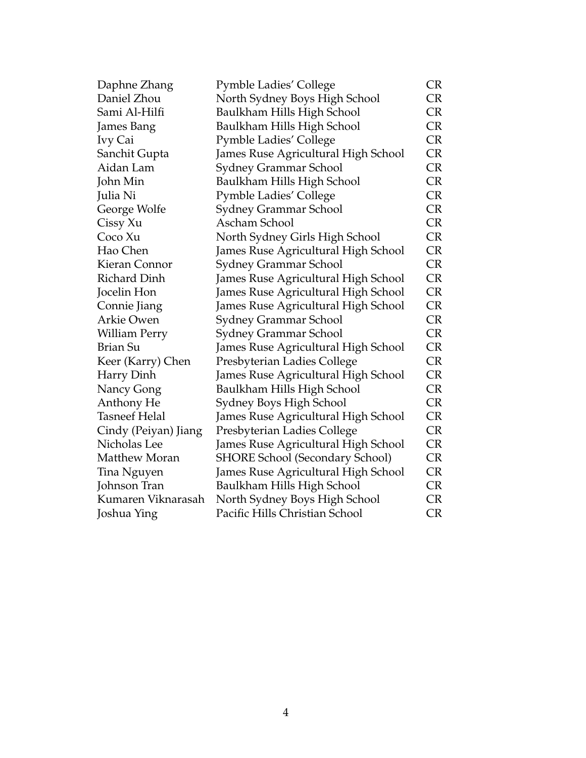| | | |
|---|---|---|
| Daphne Zhang | Pymble Ladies' College | CR |
| Daniel Zhou | North Sydney Boys High School | CR |
| Sami Al-Hilfi | Baulkham Hills High School | CR |
| James Bang | Baulkham Hills High School | CR |
| Ivy Cai | Pymble Ladies' College | CR |
| Sanchit Gupta | James Ruse Agricultural High School | CR |
| Aidan Lam | Sydney Grammar School | CR |
| John Min | Baulkham Hills High School | CR |
| Julia Ni | Pymble Ladies' College | CR |
| George Wolfe | Sydney Grammar School | CR |
| Cissy Xu | Ascham School | CR |
| Coco Xu | North Sydney Girls High School | CR |
| Hao Chen | James Ruse Agricultural High School | CR |
| Kieran Connor | Sydney Grammar School | CR |
| Richard Dinh | James Ruse Agricultural High School | CR |
| Jocelin Hon | James Ruse Agricultural High School | CR |
| Connie Jiang | James Ruse Agricultural High School | CR |
| Arkie Owen | Sydney Grammar School | CR |
| William Perry | Sydney Grammar School | CR |
| Brian Su | James Ruse Agricultural High School | CR |
| Keer (Karry) Chen | Presbyterian Ladies College | CR |
| Harry Dinh | James Ruse Agricultural High School | CR |
| Nancy Gong | Baulkham Hills High School | CR |
| Anthony He | Sydney Boys High School | CR |
| Tasneef Helal | James Ruse Agricultural High School | CR |
| Cindy (Peiyan) Jiang | Presbyterian Ladies College | CR |
| Nicholas Lee | James Ruse Agricultural High School | CR |
| Matthew Moran | SHORE School (Secondary School) | CR |
| Tina Nguyen | James Ruse Agricultural High School | CR |
| Johnson Tran | Baulkham Hills High School | CR |
| Kumaren Viknarasah | North Sydney Boys High School | CR |
| Joshua Ying | Pacific Hills Christian School | CR |